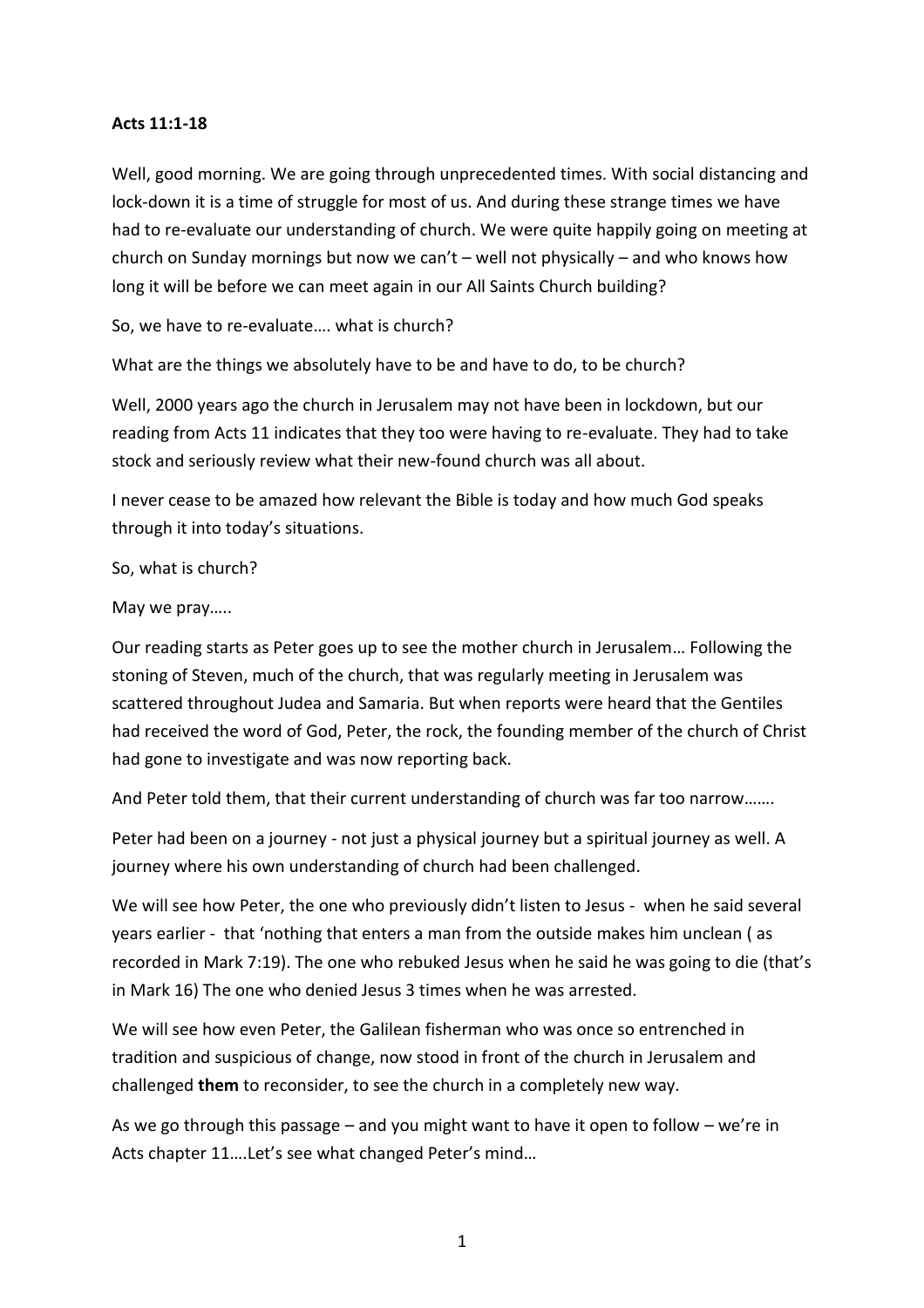**Acts 11:1-18**

Well, good morning. We are going through unprecedented times. With social distancing and lock-down it is a time of struggle for most of us. And during these strange times we have had to re-evaluate our understanding of church. We were quite happily going on meeting at church on Sunday mornings but now we can't – well not physically – and who knows how long it will be before we can meet again in our All Saints Church building?

So, we have to re-evaluate…. what is church?

What are the things we absolutely have to be and have to do, to be church?

Well, 2000 years ago the church in Jerusalem may not have been in lockdown, but our reading from Acts 11 indicates that they too were having to re-evaluate. They had to take stock and seriously review what their new-found church was all about.

I never cease to be amazed how relevant the Bible is today and how much God speaks through it into today's situations.

So, what is church?

May we pray…..

Our reading starts as Peter goes up to see the mother church in Jerusalem… Following the stoning of Steven, much of the church, that was regularly meeting in Jerusalem was scattered throughout Judea and Samaria. But when reports were heard that the Gentiles had received the word of God, Peter, the rock, the founding member of the church of Christ had gone to investigate and was now reporting back.

And Peter told them, that their current understanding of church was far too narrow…….

Peter had been on a journey - not just a physical journey but a spiritual journey as well. A journey where his own understanding of church had been challenged.

We will see how Peter, the one who previously didn't listen to Jesus - when he said several years earlier - that 'nothing that enters a man from the outside makes him unclean ( as recorded in Mark 7:19). The one who rebuked Jesus when he said he was going to die (that's in Mark 16) The one who denied Jesus 3 times when he was arrested.

We will see how even Peter, the Galilean fisherman who was once so entrenched in tradition and suspicious of change, now stood in front of the church in Jerusalem and challenged **them** to reconsider, to see the church in a completely new way.

As we go through this passage – and you might want to have it open to follow – we're in Acts chapter 11….Let's see what changed Peter's mind…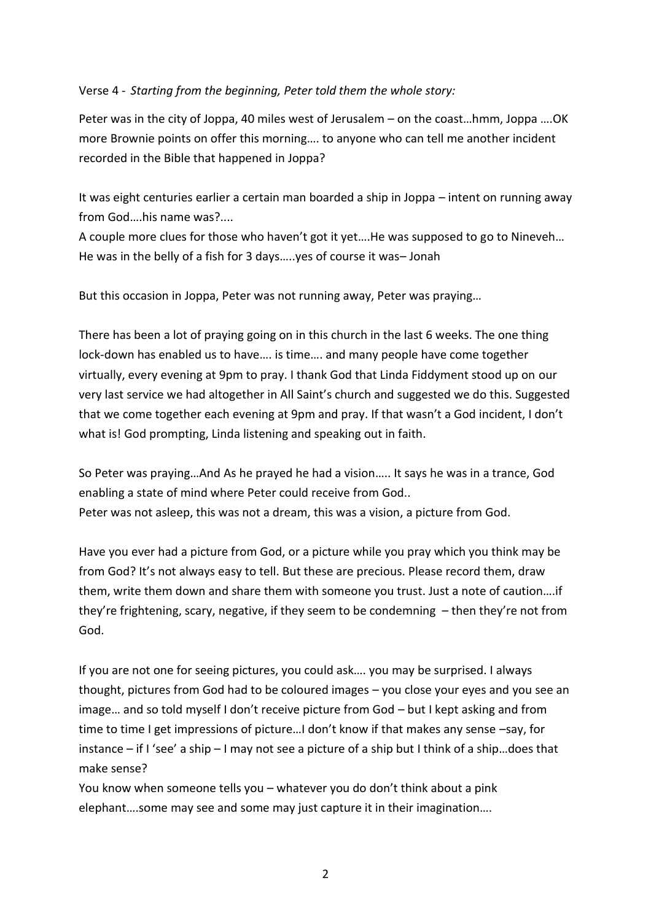Verse 4 - *Starting from the beginning, Peter told them the whole story:*

Peter was in the city of Joppa, 40 miles west of Jerusalem – on the coast…hmm, Joppa ….OK more Brownie points on offer this morning…. to anyone who can tell me another incident recorded in the Bible that happened in Joppa?

It was eight centuries earlier a certain man boarded a ship in Joppa – intent on running away from God….his name was?....
A couple more clues for those who haven't got it yet….He was supposed to go to Nineveh… He was in the belly of a fish for 3 days…..yes of course it was– Jonah

But this occasion in Joppa, Peter was not running away, Peter was praying…

There has been a lot of praying going on in this church in the last 6 weeks. The one thing lock-down has enabled us to have…. is time…. and many people have come together virtually, every evening at 9pm to pray. I thank God that Linda Fiddyment stood up on our very last service we had altogether in All Saint's church and suggested we do this. Suggested that we come together each evening at 9pm and pray. If that wasn't a God incident, I don't what is! God prompting, Linda listening and speaking out in faith.

So Peter was praying…And As he prayed he had a vision….. It says he was in a trance, God enabling a state of mind where Peter could receive from God..
Peter was not asleep, this was not a dream, this was a vision, a picture from God.

Have you ever had a picture from God, or a picture while you pray which you think may be from God? It's not always easy to tell. But these are precious. Please record them, draw them, write them down and share them with someone you trust. Just a note of caution….if they're frightening, scary, negative, if they seem to be condemning – then they're not from God.

If you are not one for seeing pictures, you could ask…. you may be surprised. I always thought, pictures from God had to be coloured images – you close your eyes and you see an image… and so told myself I don't receive picture from God – but I kept asking and from time to time I get impressions of picture…I don't know if that makes any sense –say, for instance – if I 'see' a ship – I may not see a picture of a ship but I think of a ship…does that make sense?
You know when someone tells you – whatever you do don't think about a pink elephant….some may see and some may just capture it in their imagination….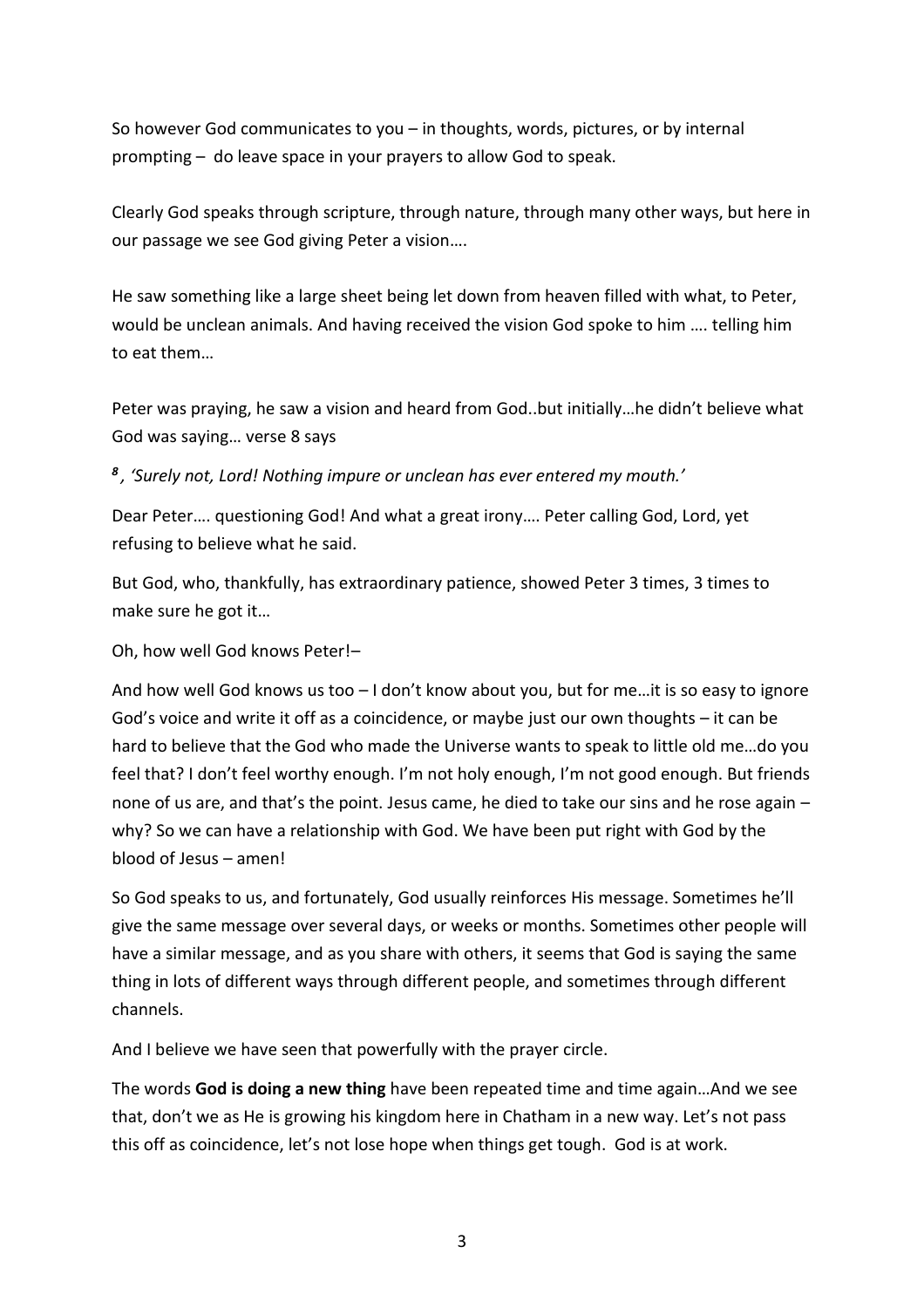So however God communicates to you – in thoughts, words, pictures, or by internal prompting – do leave space in your prayers to allow God to speak.

Clearly God speaks through scripture, through nature, through many other ways, but here in our passage we see God giving Peter a vision….

He saw something like a large sheet being let down from heaven filled with what, to Peter, would be unclean animals. And having received the vision God spoke to him …. telling him to eat them…

Peter was praying, he saw a vision and heard from God..but initially…he didn't believe what God was saying… verse 8 says

***8**, 'Surely not, Lord! Nothing impure or unclean has ever entered my mouth.'*

Dear Peter…. questioning God! And what a great irony…. Peter calling God, Lord, yet refusing to believe what he said.

But God, who, thankfully, has extraordinary patience, showed Peter 3 times, 3 times to make sure he got it…

Oh, how well God knows Peter!–

And how well God knows us too – I don't know about you, but for me…it is so easy to ignore God's voice and write it off as a coincidence, or maybe just our own thoughts – it can be hard to believe that the God who made the Universe wants to speak to little old me…do you feel that? I don't feel worthy enough. I'm not holy enough, I'm not good enough. But friends none of us are, and that's the point. Jesus came, he died to take our sins and he rose again – why? So we can have a relationship with God. We have been put right with God by the blood of Jesus – amen!

So God speaks to us, and fortunately, God usually reinforces His message. Sometimes he'll give the same message over several days, or weeks or months. Sometimes other people will have a similar message, and as you share with others, it seems that God is saying the same thing in lots of different ways through different people, and sometimes through different channels.

And I believe we have seen that powerfully with the prayer circle.

The words **God is doing a new thing** have been repeated time and time again…And we see that, don't we as He is growing his kingdom here in Chatham in a new way. Let's not pass this off as coincidence, let's not lose hope when things get tough. God is at work.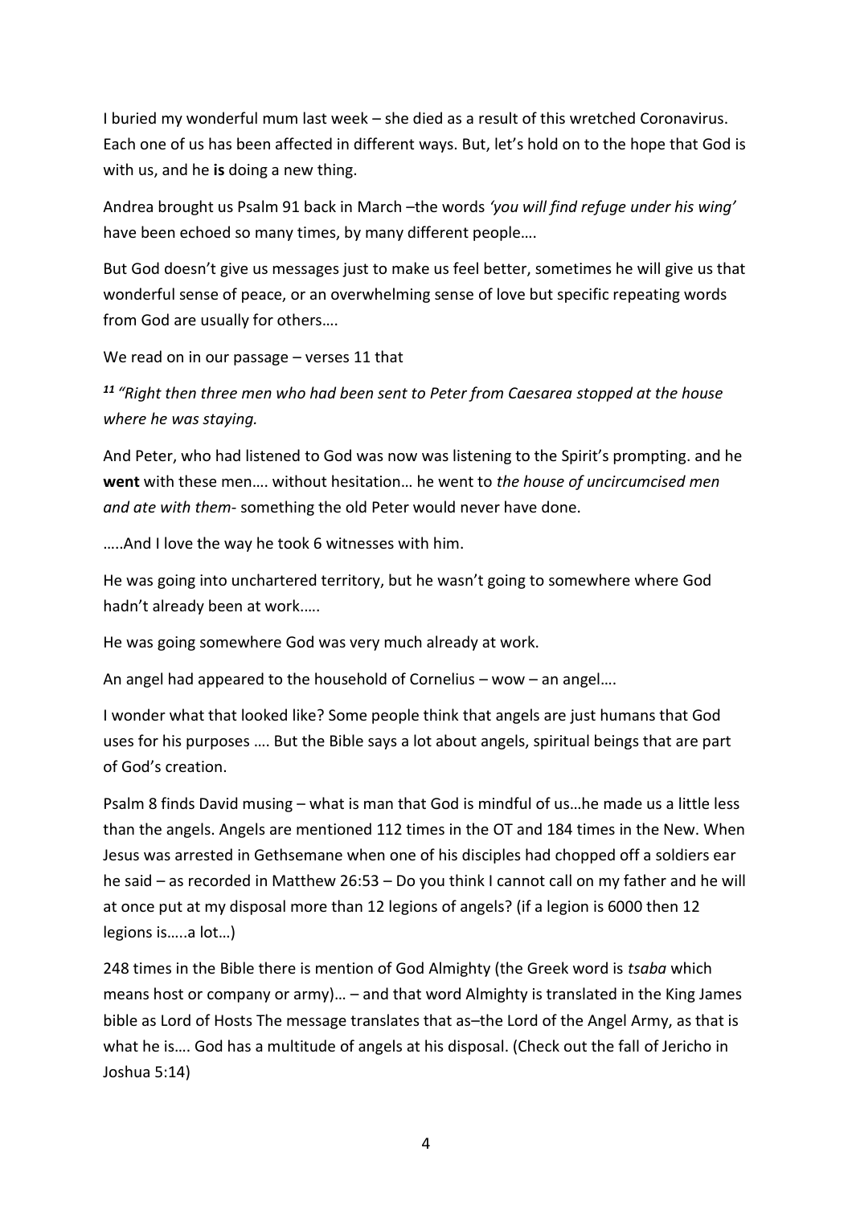I buried my wonderful mum last week – she died as a result of this wretched Coronavirus. Each one of us has been affected in different ways. But, let's hold on to the hope that God is with us, and he **is** doing a new thing.

Andrea brought us Psalm 91 back in March –the words *'you will find refuge under his wing'* have been echoed so many times, by many different people….

But God doesn't give us messages just to make us feel better, sometimes he will give us that wonderful sense of peace, or an overwhelming sense of love but specific repeating words from God are usually for others….

We read on in our passage – verses 11 that

*[11] "Right then three men who had been sent to Peter from Caesarea stopped at the house where he was staying.*

And Peter, who had listened to God was now was listening to the Spirit's prompting. and he **went** with these men…. without hesitation… he went to *the house of uncircumcised men and ate with them*- something the old Peter would never have done.

…..And I love the way he took 6 witnesses with him.

He was going into unchartered territory, but he wasn't going to somewhere where God hadn't already been at work.….

He was going somewhere God was very much already at work.

An angel had appeared to the household of Cornelius – wow – an angel….

I wonder what that looked like? Some people think that angels are just humans that God uses for his purposes …. But the Bible says a lot about angels, spiritual beings that are part of God's creation.

Psalm 8 finds David musing – what is man that God is mindful of us…he made us a little less than the angels. Angels are mentioned 112 times in the OT and 184 times in the New. When Jesus was arrested in Gethsemane when one of his disciples had chopped off a soldiers ear he said – as recorded in Matthew 26:53 – Do you think I cannot call on my father and he will at once put at my disposal more than 12 legions of angels? (if a legion is 6000 then 12 legions is…..a lot…)

248 times in the Bible there is mention of God Almighty (the Greek word is *tsaba* which means host or company or army)… – and that word Almighty is translated in the King James bible as Lord of Hosts The message translates that as–the Lord of the Angel Army, as that is what he is…. God has a multitude of angels at his disposal. (Check out the fall of Jericho in Joshua 5:14)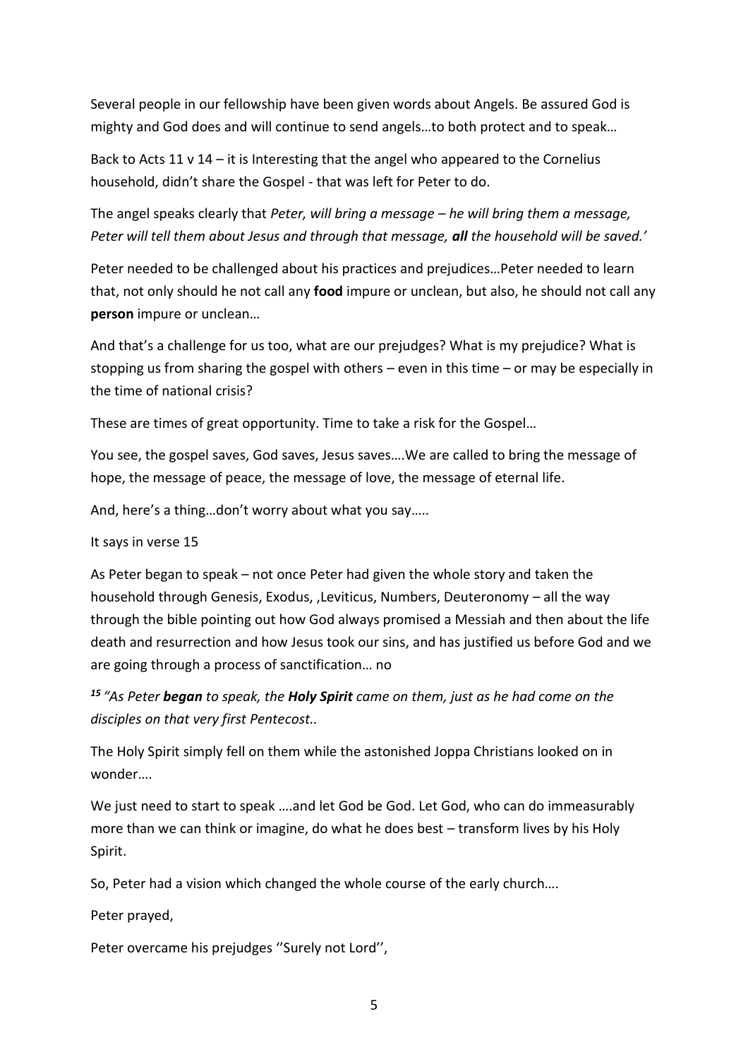Several people in our fellowship have been given words about Angels. Be assured God is mighty and God does and will continue to send angels…to both protect and to speak…

Back to Acts 11 v 14 – it is Interesting that the angel who appeared to the Cornelius household, didn't share the Gospel - that was left for Peter to do.

The angel speaks clearly that *Peter, will bring a message – he will bring them a message, Peter will tell them about Jesus and through that message, **all** the household will be saved.'*

Peter needed to be challenged about his practices and prejudices…Peter needed to learn that, not only should he not call any **food** impure or unclean, but also, he should not call any **person** impure or unclean…

And that's a challenge for us too, what are our prejudges? What is my prejudice? What is stopping us from sharing the gospel with others – even in this time – or may be especially in the time of national crisis?

These are times of great opportunity. Time to take a risk for the Gospel…

You see, the gospel saves, God saves, Jesus saves….We are called to bring the message of hope, the message of peace, the message of love, the message of eternal life.

And, here's a thing…don't worry about what you say…..

It says in verse 15

As Peter began to speak – not once Peter had given the whole story and taken the household through Genesis, Exodus, ,Leviticus, Numbers, Deuteronomy – all the way through the bible pointing out how God always promised a Messiah and then about the life death and resurrection and how Jesus took our sins, and has justified us before God and we are going through a process of sanctification… no

***15*** *"As Peter **began** to speak, the **Holy Spirit** came on them, just as he had come on the disciples on that very first Pentecost..*

The Holy Spirit simply fell on them while the astonished Joppa Christians looked on in wonder….

We just need to start to speak ….and let God be God. Let God, who can do immeasurably more than we can think or imagine, do what he does best – transform lives by his Holy Spirit.

So, Peter had a vision which changed the whole course of the early church….

Peter prayed,

Peter overcame his prejudges ''Surely not Lord'',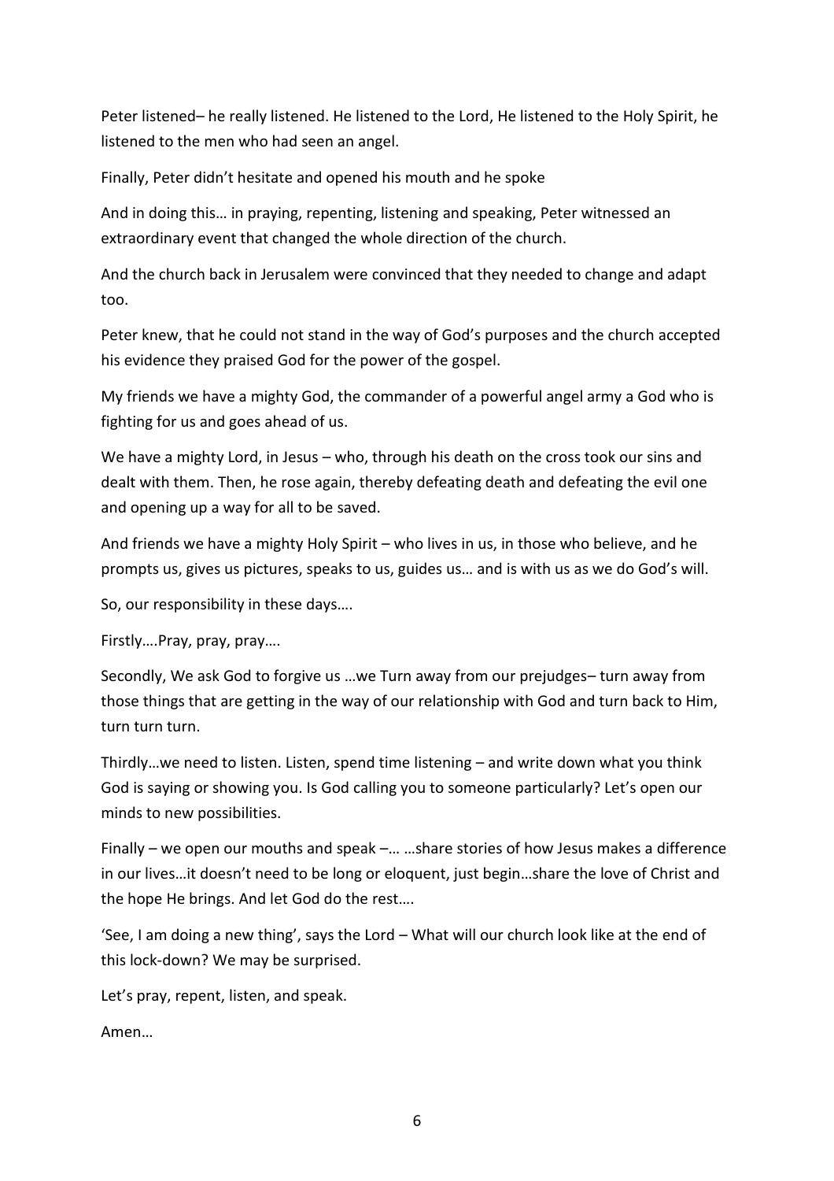Peter listened– he really listened. He listened to the Lord, He listened to the Holy Spirit, he listened to the men who had seen an angel.

Finally, Peter didn't hesitate and opened his mouth and he spoke

And in doing this… in praying, repenting, listening and speaking, Peter witnessed an extraordinary event that changed the whole direction of the church.

And the church back in Jerusalem were convinced that they needed to change and adapt too.

Peter knew, that he could not stand in the way of God's purposes and the church accepted his evidence they praised God for the power of the gospel.

My friends we have a mighty God, the commander of a powerful angel army a God who is fighting for us and goes ahead of us.

We have a mighty Lord, in Jesus – who, through his death on the cross took our sins and dealt with them. Then, he rose again, thereby defeating death and defeating the evil one and opening up a way for all to be saved.

And friends we have a mighty Holy Spirit – who lives in us, in those who believe, and he prompts us, gives us pictures, speaks to us, guides us… and is with us as we do God's will.

So, our responsibility in these days….

Firstly….Pray, pray, pray….

Secondly, We ask God to forgive us …we Turn away from our prejudges– turn away from those things that are getting in the way of our relationship with God and turn back to Him, turn turn turn.

Thirdly…we need to listen. Listen, spend time listening – and write down what you think God is saying or showing you. Is God calling you to someone particularly? Let's open our minds to new possibilities.

Finally – we open our mouths and speak –… …share stories of how Jesus makes a difference in our lives…it doesn't need to be long or eloquent, just begin…share the love of Christ and the hope He brings. And let God do the rest….

'See, I am doing a new thing', says the Lord – What will our church look like at the end of this lock-down? We may be surprised.

Let's pray, repent, listen, and speak.

Amen…